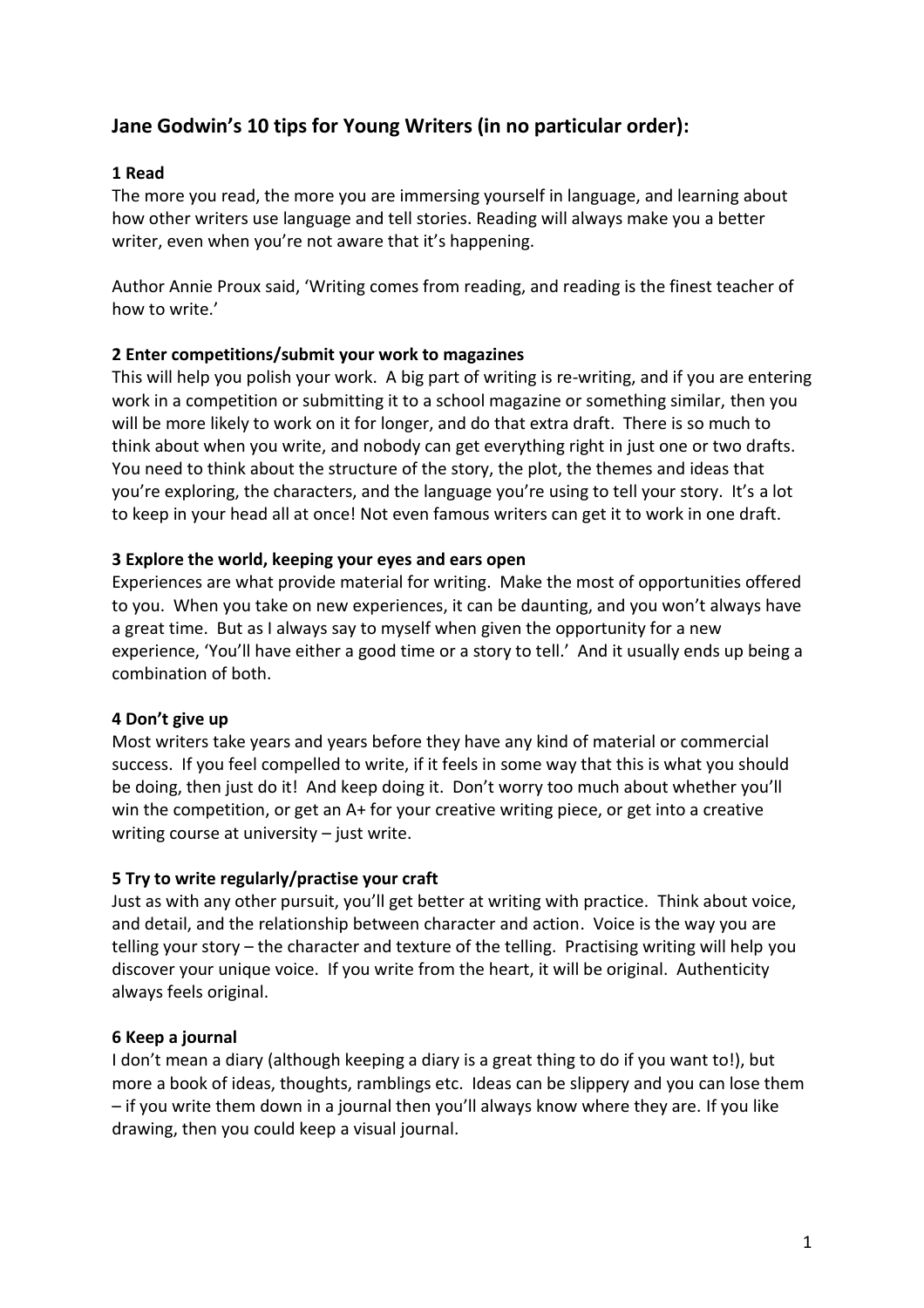## Jane Godwin's 10 tips for Young Writers (in no particular order):

**1 Read**

The more you read, the more you are immersing yourself in language, and learning about how other writers use language and tell stories. Reading will always make you a better writer, even when you're not aware that it's happening.

Author Annie Proux said, 'Writing comes from reading, and reading is the finest teacher of how to write.'

**2 Enter competitions/submit your work to magazines**

This will help you polish your work. A big part of writing is re-writing, and if you are entering work in a competition or submitting it to a school magazine or something similar, then you will be more likely to work on it for longer, and do that extra draft. There is so much to think about when you write, and nobody can get everything right in just one or two drafts. You need to think about the structure of the story, the plot, the themes and ideas that you're exploring, the characters, and the language you're using to tell your story. It's a lot to keep in your head all at once! Not even famous writers can get it to work in one draft.

**3 Explore the world, keeping your eyes and ears open**

Experiences are what provide material for writing. Make the most of opportunities offered to you. When you take on new experiences, it can be daunting, and you won't always have a great time. But as I always say to myself when given the opportunity for a new experience, 'You'll have either a good time or a story to tell.' And it usually ends up being a combination of both.

**4 Don't give up**

Most writers take years and years before they have any kind of material or commercial success. If you feel compelled to write, if it feels in some way that this is what you should be doing, then just do it! And keep doing it. Don't worry too much about whether you'll win the competition, or get an A+ for your creative writing piece, or get into a creative writing course at university – just write.

**5 Try to write regularly/practise your craft**

Just as with any other pursuit, you'll get better at writing with practice. Think about voice, and detail, and the relationship between character and action. Voice is the way you are telling your story – the character and texture of the telling. Practising writing will help you discover your unique voice. If you write from the heart, it will be original. Authenticity always feels original.

**6 Keep a journal**

I don't mean a diary (although keeping a diary is a great thing to do if you want to!), but more a book of ideas, thoughts, ramblings etc. Ideas can be slippery and you can lose them – if you write them down in a journal then you'll always know where they are. If you like drawing, then you could keep a visual journal.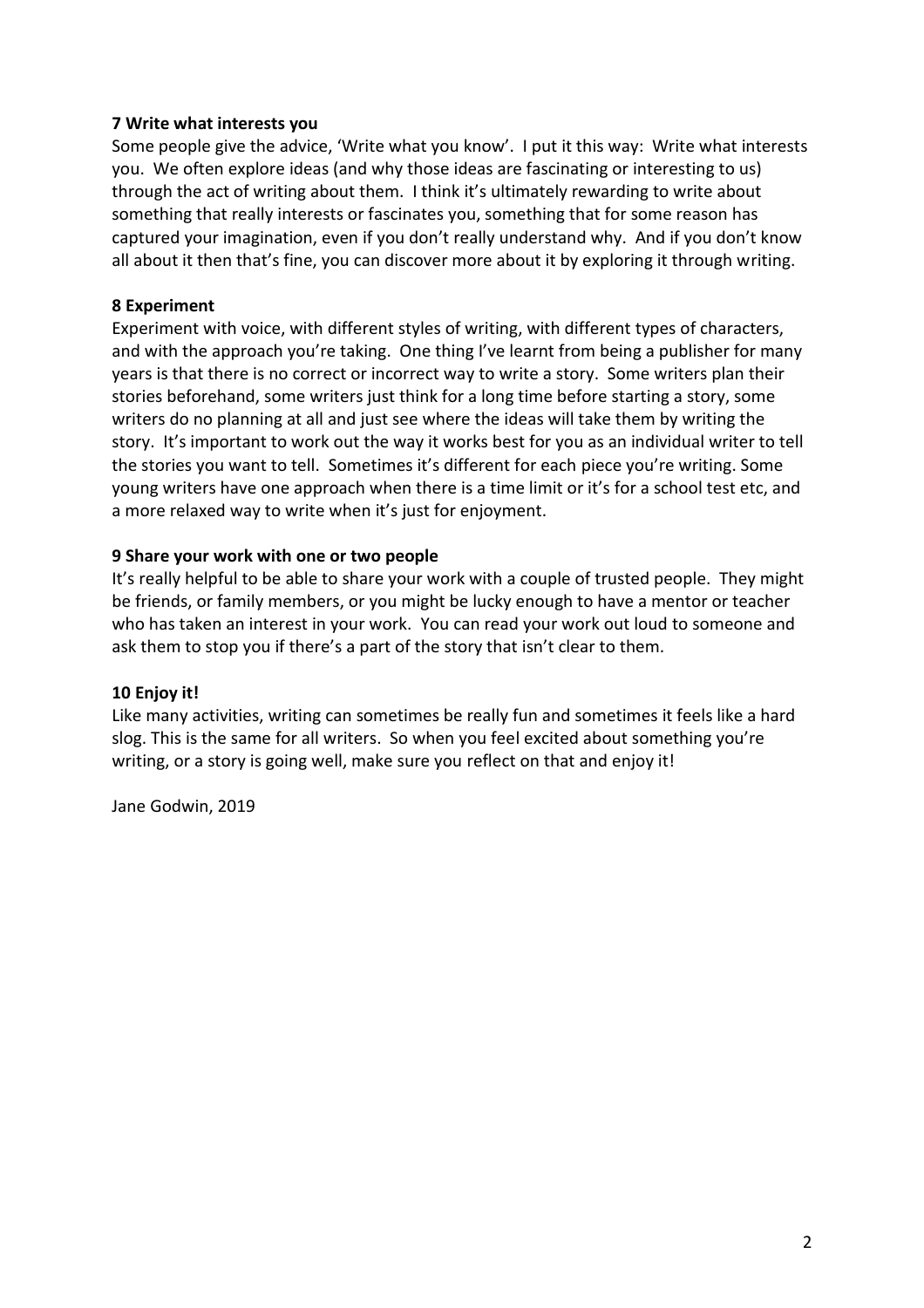**7 Write what interests you**

Some people give the advice, 'Write what you know'. I put it this way: Write what interests you. We often explore ideas (and why those ideas are fascinating or interesting to us) through the act of writing about them. I think it's ultimately rewarding to write about something that really interests or fascinates you, something that for some reason has captured your imagination, even if you don't really understand why. And if you don't know all about it then that's fine, you can discover more about it by exploring it through writing.

**8 Experiment**

Experiment with voice, with different styles of writing, with different types of characters, and with the approach you're taking. One thing I've learnt from being a publisher for many years is that there is no correct or incorrect way to write a story. Some writers plan their stories beforehand, some writers just think for a long time before starting a story, some writers do no planning at all and just see where the ideas will take them by writing the story. It's important to work out the way it works best for you as an individual writer to tell the stories you want to tell. Sometimes it's different for each piece you're writing. Some young writers have one approach when there is a time limit or it's for a school test etc, and a more relaxed way to write when it's just for enjoyment.

**9 Share your work with one or two people**

It's really helpful to be able to share your work with a couple of trusted people. They might be friends, or family members, or you might be lucky enough to have a mentor or teacher who has taken an interest in your work. You can read your work out loud to someone and ask them to stop you if there's a part of the story that isn't clear to them.

**10 Enjoy it!**

Like many activities, writing can sometimes be really fun and sometimes it feels like a hard slog. This is the same for all writers. So when you feel excited about something you're writing, or a story is going well, make sure you reflect on that and enjoy it!

Jane Godwin, 2019